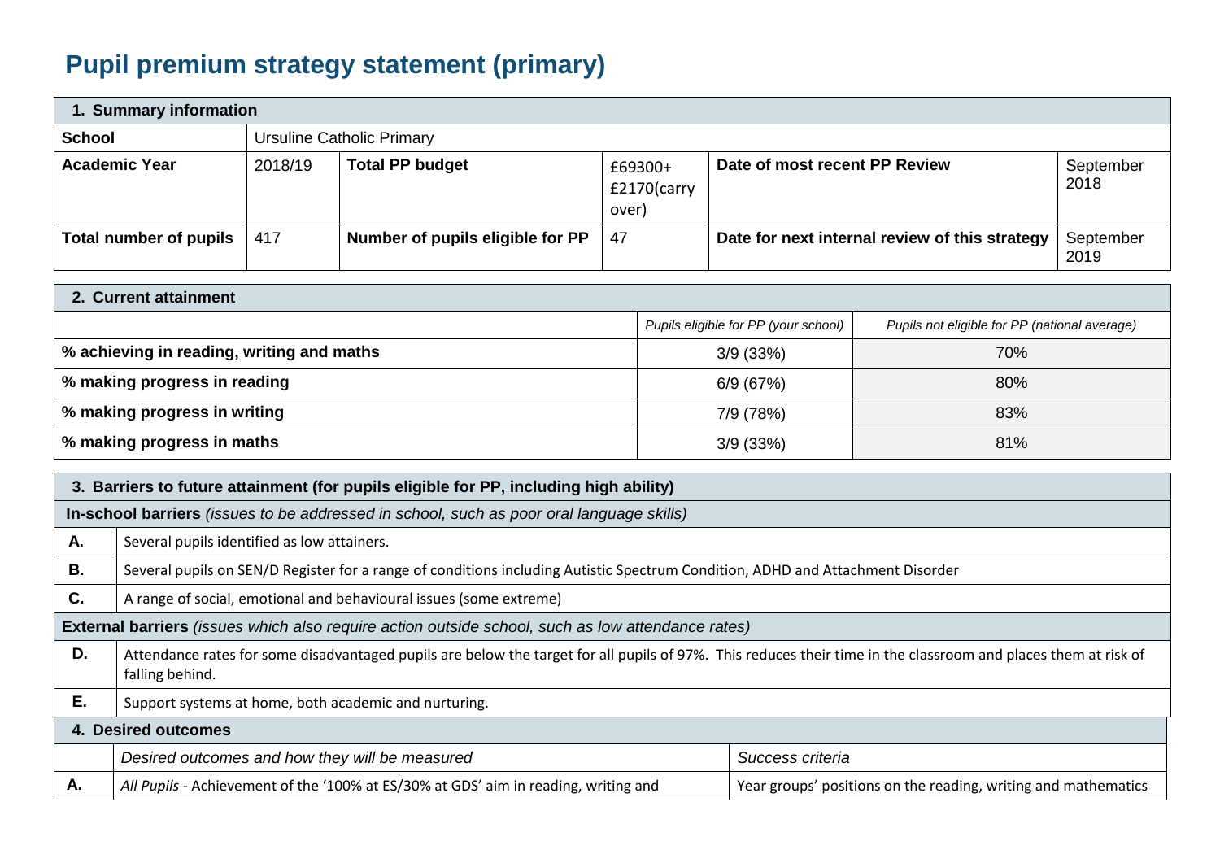# Pupil premium strategy statement (primary)

| 1. Summary information | | | | | |
|---|---|---|---|---|---|
| **School** | Ursuline Catholic Primary | | | | |
| **Academic Year** | 2018/19 | **Total PP budget** | £69300+ £2170(carry over) | **Date of most recent PP Review** | September 2018 |
| **Total number of pupils** | 417 | **Number of pupils eligible for PP** | 47 | **Date for next internal review of this strategy** | September 2019 |

| 2. Current attainment | | |
|---|---|---|
| | *Pupils eligible for PP (your school)* | *Pupils not eligible for PP (national average)* |
| **% achieving in reading, writing and maths** | 3/9 (33%) | 70% |
| **% making progress in reading** | 6/9 (67%) | 80% |
| **% making progress in writing** | 7/9 (78%) | 83% |
| **% making progress in maths** | 3/9 (33%) | 81% |

| 3. Barriers to future attainment (for pupils eligible for PP, including high ability) | |
|---|---|
| **In-school barriers** *(issues to be addressed in school, such as poor oral language skills)* | |
| **A.** | Several pupils identified as low attainers. |
| **B.** | Several pupils on SEN/D Register for a range of conditions including Autistic Spectrum Condition, ADHD and Attachment Disorder |
| **C.** | A range of social, emotional and behavioural issues (some extreme) |
| **External barriers** *(issues which also require action outside school, such as low attendance rates)* | |
| **D.** | Attendance rates for some disadvantaged pupils are below the target for all pupils of 97%. This reduces their time in the classroom and places them at risk of falling behind. |
| **E.** | Support systems at home, both academic and nurturing. |

| 4. Desired outcomes | | |
|---|---|---|
| | *Desired outcomes and how they will be measured* | *Success criteria* |
| **A.** | *All Pupils* - Achievement of the '100% at ES/30% at GDS' aim in reading, writing and | Year groups' positions on the reading, writing and mathematics |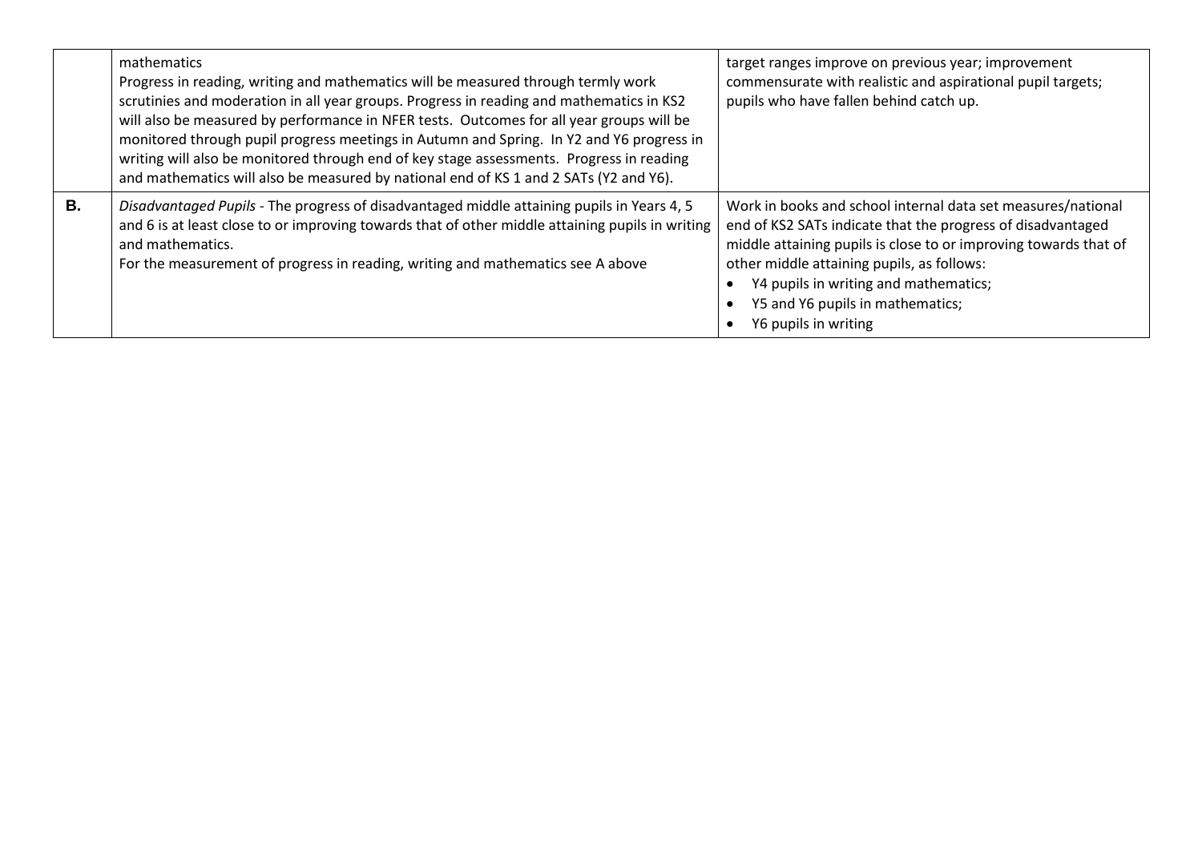| | | |
|---|---|---|
| | mathematics<br>Progress in reading, writing and mathematics will be measured through termly work scrutinies and moderation in all year groups. Progress in reading and mathematics in KS2 will also be measured by performance in NFER tests. Outcomes for all year groups will be monitored through pupil progress meetings in Autumn and Spring. In Y2 and Y6 progress in writing will also be monitored through end of key stage assessments. Progress in reading and mathematics will also be measured by national end of KS 1 and 2 SATs (Y2 and Y6). | target ranges improve on previous year; improvement commensurate with realistic and aspirational pupil targets; pupils who have fallen behind catch up. |
| **B.** | *Disadvantaged Pupils* - The progress of disadvantaged middle attaining pupils in Years 4, 5 and 6 is at least close to or improving towards that of other middle attaining pupils in writing and mathematics.<br>For the measurement of progress in reading, writing and mathematics see A above | Work in books and school internal data set measures/national end of KS2 SATs indicate that the progress of disadvantaged middle attaining pupils is close to or improving towards that of other middle attaining pupils, as follows:<br>• Y4 pupils in writing and mathematics;<br>• Y5 and Y6 pupils in mathematics;<br>• Y6 pupils in writing |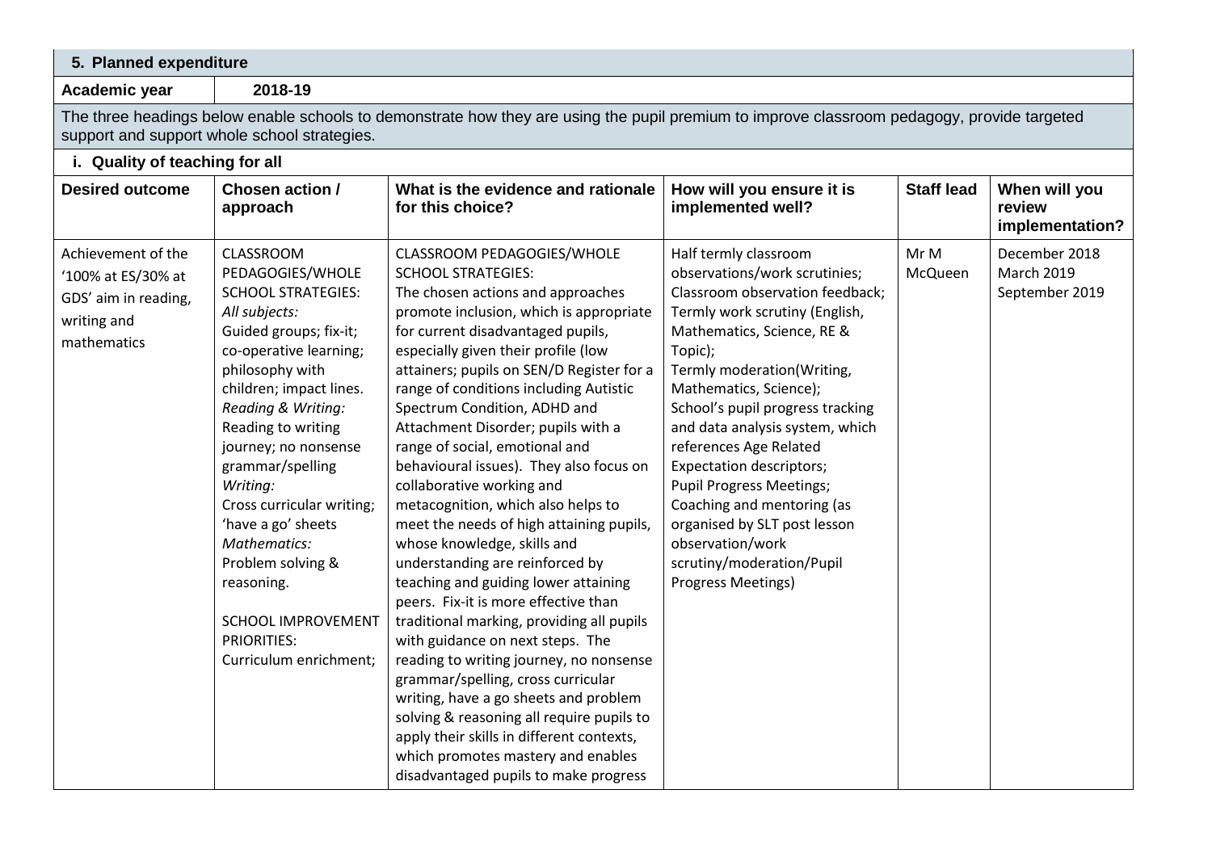## 5. Planned expenditure

| Academic year | 2018-19 |
|---|---|

The three headings below enable schools to demonstrate how they are using the pupil premium to improve classroom pedagogy, provide targeted support and support whole school strategies.

### i. Quality of teaching for all

| Desired outcome | Chosen action / approach | What is the evidence and rationale for this choice? | How will you ensure it is implemented well? | Staff lead | When will you review implementation? |
|---|---|---|---|---|---|
| Achievement of the '100% at ES/30% at GDS' aim in reading, writing and mathematics | CLASSROOM PEDAGOGIES/WHOLE SCHOOL STRATEGIES:<br>*All subjects:*<br>Guided groups; fix-it; co-operative learning; philosophy with children; impact lines.<br>*Reading & Writing:*<br>Reading to writing journey; no nonsense grammar/spelling<br>*Writing:*<br>Cross curricular writing; 'have a go' sheets<br>*Mathematics:*<br>Problem solving & reasoning.<br><br>SCHOOL IMPROVEMENT PRIORITIES:<br>Curriculum enrichment; | CLASSROOM PEDAGOGIES/WHOLE SCHOOL STRATEGIES:<br>The chosen actions and approaches promote inclusion, which is appropriate for current disadvantaged pupils, especially given their profile (low attainers; pupils on SEN/D Register for a range of conditions including Autistic Spectrum Condition, ADHD and Attachment Disorder; pupils with a range of social, emotional and behavioural issues). They also focus on collaborative working and metacognition, which also helps to meet the needs of high attaining pupils, whose knowledge, skills and understanding are reinforced by teaching and guiding lower attaining peers. Fix-it is more effective than traditional marking, providing all pupils with guidance on next steps. The reading to writing journey, no nonsense grammar/spelling, cross curricular writing, have a go sheets and problem solving & reasoning all require pupils to apply their skills in different contexts, which promotes mastery and enables disadvantaged pupils to make progress | Half termly classroom observations/work scrutinies;<br>Classroom observation feedback;<br>Termly work scrutiny (English, Mathematics, Science, RE & Topic);<br>Termly moderation(Writing, Mathematics, Science);<br>School's pupil progress tracking and data analysis system, which references Age Related Expectation descriptors;<br>Pupil Progress Meetings;<br>Coaching and mentoring (as organised by SLT post lesson observation/work scrutiny/moderation/Pupil Progress Meetings) | Mr M McQueen | December 2018<br>March 2019<br>September 2019 |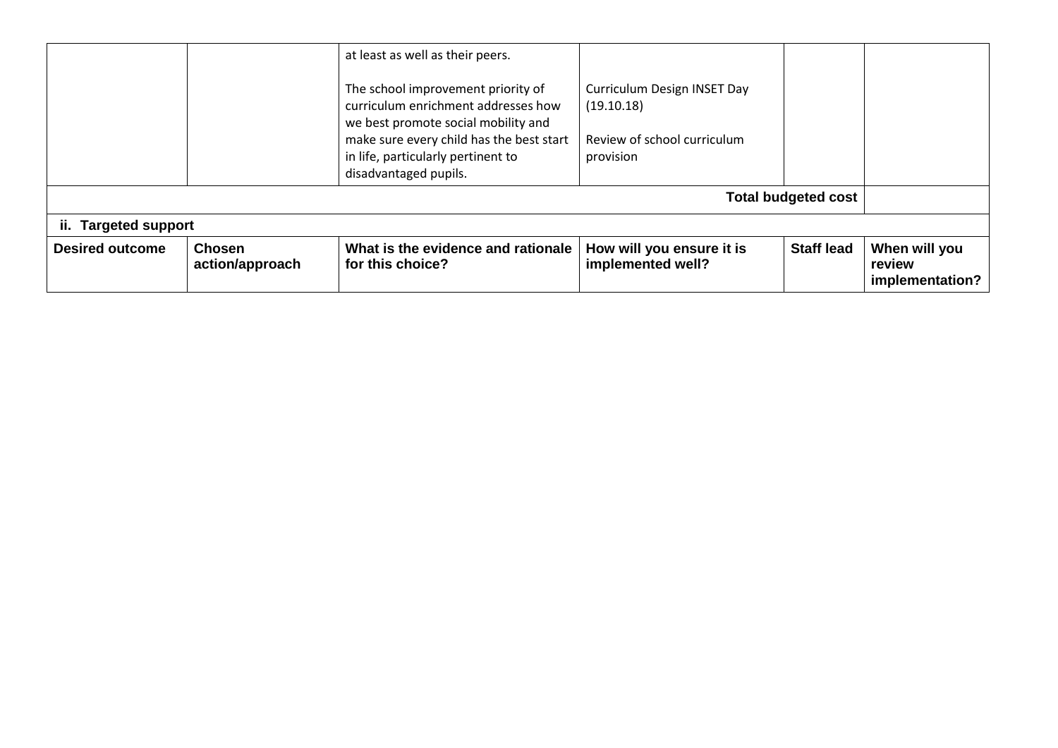| | | at least as well as their peers.<br><br>The school improvement priority of curriculum enrichment addresses how we best promote social mobility and make sure every child has the best start in life, particularly pertinent to disadvantaged pupils. | Curriculum Design INSET Day (19.10.18)<br><br>Review of school curriculum provision | | |
|---|---|---|---|---|---|
| | | | | **Total budgeted cost** | |
| **ii. Targeted support** | | | | | |
| **Desired outcome** | **Chosen action/approach** | **What is the evidence and rationale for this choice?** | **How will you ensure it is implemented well?** | **Staff lead** | **When will you review implementation?** |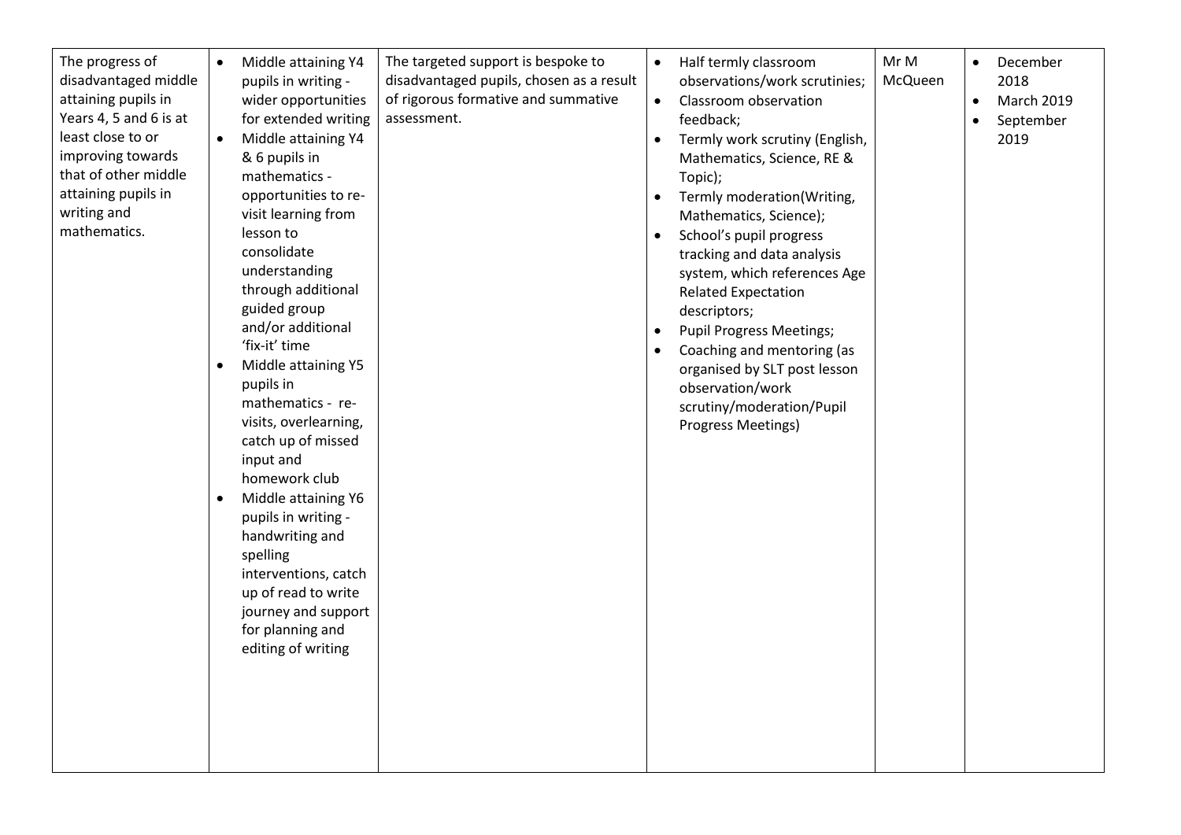| | | | | | |
|---|---|---|---|---|---|
| The progress of disadvantaged middle attaining pupils in Years 4, 5 and 6 is at least close to or improving towards that of other middle attaining pupils in writing and mathematics. | • Middle attaining Y4 pupils in writing - wider opportunities for extended writing<br>• Middle attaining Y4 & 6 pupils in mathematics - opportunities to re-visit learning from lesson to consolidate understanding through additional guided group and/or additional 'fix-it' time<br>• Middle attaining Y5 pupils in mathematics - re-visits, overlearning, catch up of missed input and homework club<br>• Middle attaining Y6 pupils in writing - handwriting and spelling interventions, catch up of read to write journey and support for planning and editing of writing | The targeted support is bespoke to disadvantaged pupils, chosen as a result of rigorous formative and summative assessment. | • Half termly classroom observations/work scrutinies;<br>• Classroom observation feedback;<br>• Termly work scrutiny (English, Mathematics, Science, RE & Topic);<br>• Termly moderation(Writing, Mathematics, Science);<br>• School's pupil progress tracking and data analysis system, which references Age Related Expectation descriptors;<br>• Pupil Progress Meetings;<br>• Coaching and mentoring (as organised by SLT post lesson observation/work scrutiny/moderation/Pupil Progress Meetings) | Mr M McQueen | • December 2018<br>• March 2019<br>• September 2019 |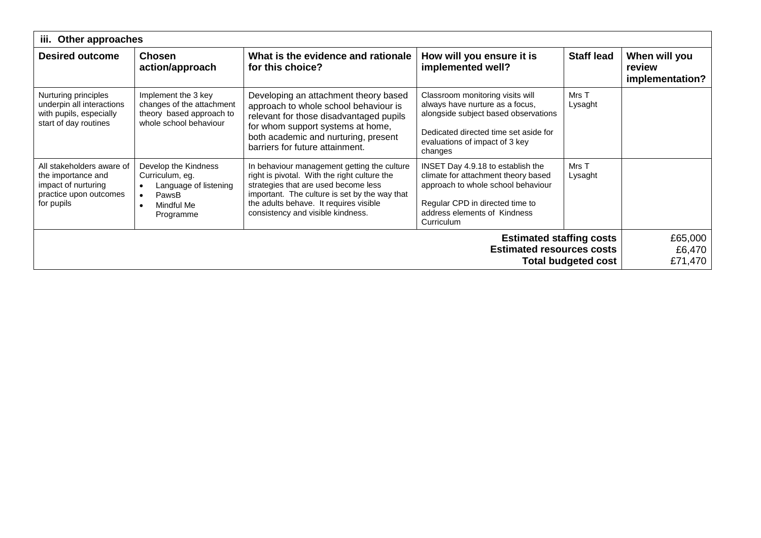| iii. Other approaches | | | | | |
|---|---|---|---|---|---|
| **Desired outcome** | **Chosen action/approach** | **What is the evidence and rationale for this choice?** | **How will you ensure it is implemented well?** | **Staff lead** | **When will you review implementation?** |
| Nurturing principles underpin all interactions with pupils, especially start of day routines | Implement the 3 key changes of the attachment theory based approach to whole school behaviour | Developing an attachment theory based approach to whole school behaviour is relevant for those disadvantaged pupils for whom support systems at home, both academic and nurturing, present barriers for future attainment. | Classroom monitoring visits will always have nurture as a focus, alongside subject based observations<br><br>Dedicated directed time set aside for evaluations of impact of 3 key changes | Mrs T Lysaght | |
| All stakeholders aware of the importance and impact of nurturing practice upon outcomes for pupils | Develop the Kindness Curriculum, eg.<br>• Language of listening<br>• PawsB<br>• Mindful Me Programme | In behaviour management getting the culture right is pivotal. With the right culture the strategies that are used become less important. The culture is set by the way that the adults behave. It requires visible consistency and visible kindness. | INSET Day 4.9.18 to establish the climate for attachment theory based approach to whole school behaviour<br><br>Regular CPD in directed time to address elements of Kindness Curriculum | Mrs T Lysaght | |
| | | | | **Estimated staffing costs**<br>**Estimated resources costs**<br>**Total budgeted cost** | £65,000<br>£6,470<br>£71,470 |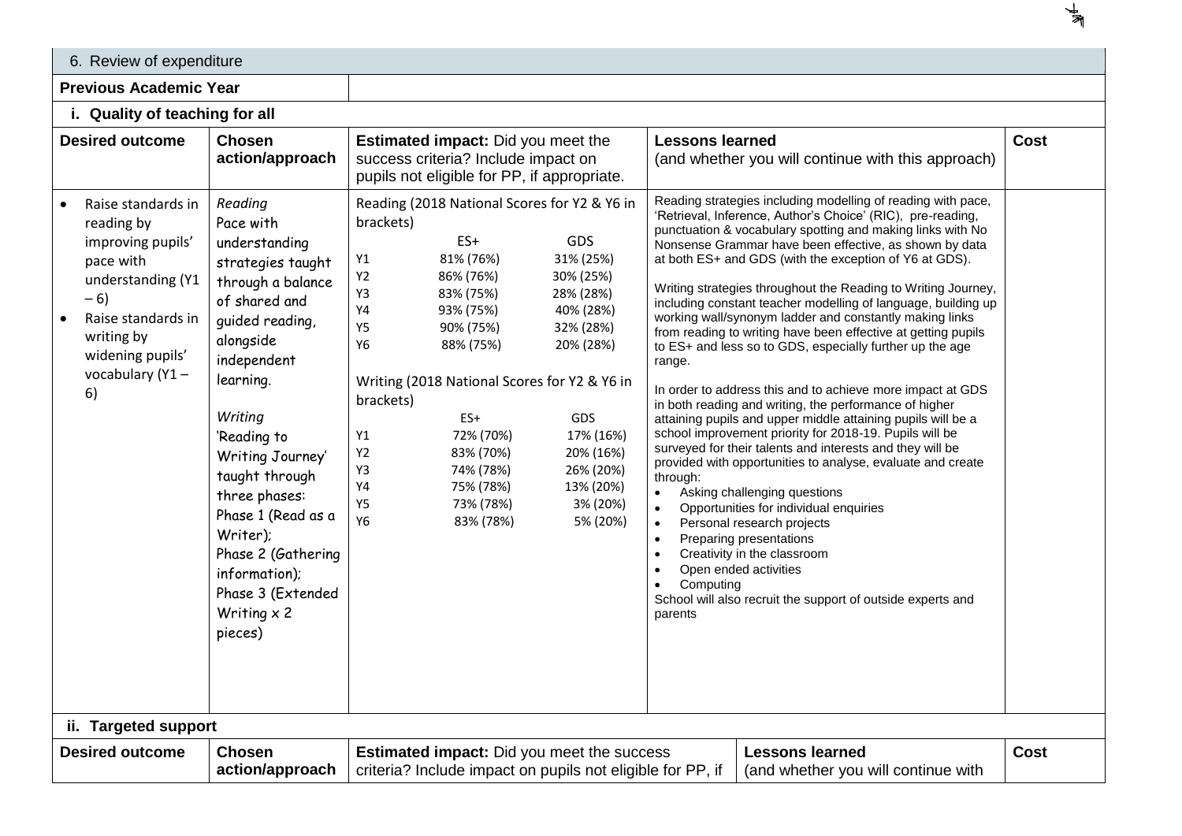## 6. Review of expenditure

**Previous Academic Year**

### i. Quality of teaching for all

| Desired outcome | Chosen action/approach | Estimated impact: Did you meet the success criteria? Include impact on pupils not eligible for PP, if appropriate. | Lessons learned (and whether you will continue with this approach) | Cost |
|---|---|---|---|---|
| • Raise standards in reading by improving pupils' pace with understanding (Y1 – 6)<br>• Raise standards in writing by widening pupils' vocabulary (Y1 – 6) | *Reading*<br>Pace with understanding strategies taught through a balance of shared and guided reading, alongside independent learning.<br><br>*Writing*<br>'Reading to Writing Journey' taught through three phases:<br>Phase 1 (Read as a Writer);<br>Phase 2 (Gathering information);<br>Phase 3 (Extended Writing x 2 pieces) | Reading (2018 National Scores for Y2 & Y6 in brackets)<br>ES+ / GDS<br>Y1 81% (76%) / 31% (25%)<br>Y2 86% (76%) / 30% (25%)<br>Y3 83% (75%) / 28% (28%)<br>Y4 93% (75%) / 40% (28%)<br>Y5 90% (75%) / 32% (28%)<br>Y6 88% (75%) / 20% (28%)<br><br>Writing (2018 National Scores for Y2 & Y6 in brackets)<br>ES+ / GDS<br>Y1 72% (70%) / 17% (16%)<br>Y2 83% (70%) / 20% (16%)<br>Y3 74% (78%) / 26% (20%)<br>Y4 75% (78%) / 13% (20%)<br>Y5 73% (78%) / 3% (20%)<br>Y6 83% (78%) / 5% (20%) | Reading strategies including modelling of reading with pace, 'Retrieval, Inference, Author's Choice' (RIC), pre-reading, punctuation & vocabulary spotting and making links with No Nonsense Grammar have been effective, as shown by data at both ES+ and GDS (with the exception of Y6 at GDS).<br><br>Writing strategies throughout the Reading to Writing Journey, including constant teacher modelling of language, building up working wall/synonym ladder and constantly making links from reading to writing have been effective at getting pupils to ES+ and less so to GDS, especially further up the age range.<br><br>In order to address this and to achieve more impact at GDS in both reading and writing, the performance of higher attaining pupils and upper middle attaining pupils will be a school improvement priority for 2018-19. Pupils will be surveyed for their talents and interests and they will be provided with opportunities to analyse, evaluate and create through:<br>• Asking challenging questions<br>• Opportunities for individual enquiries<br>• Personal research projects<br>• Preparing presentations<br>• Creativity in the classroom<br>• Open ended activities<br>• Computing<br>School will also recruit the support of outside experts and parents | |

### ii. Targeted support

| Desired outcome | Chosen action/approach | Estimated impact: Did you meet the success criteria? Include impact on pupils not eligible for PP, if | Lessons learned (and whether you will continue with | Cost |
|---|---|---|---|---|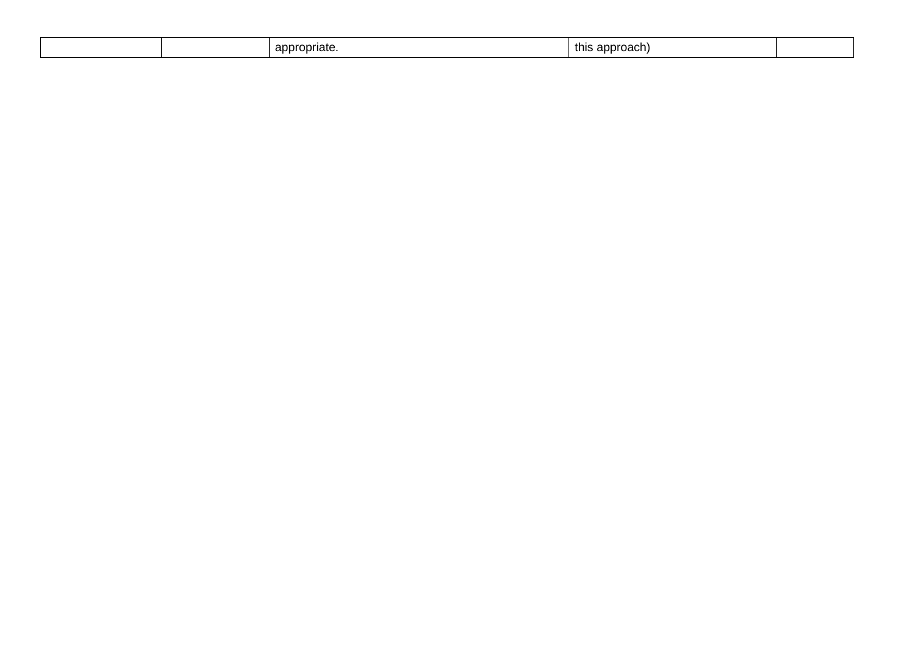| | | | | |
|---|---|---|---|---|
| | | appropriate. | this approach) | |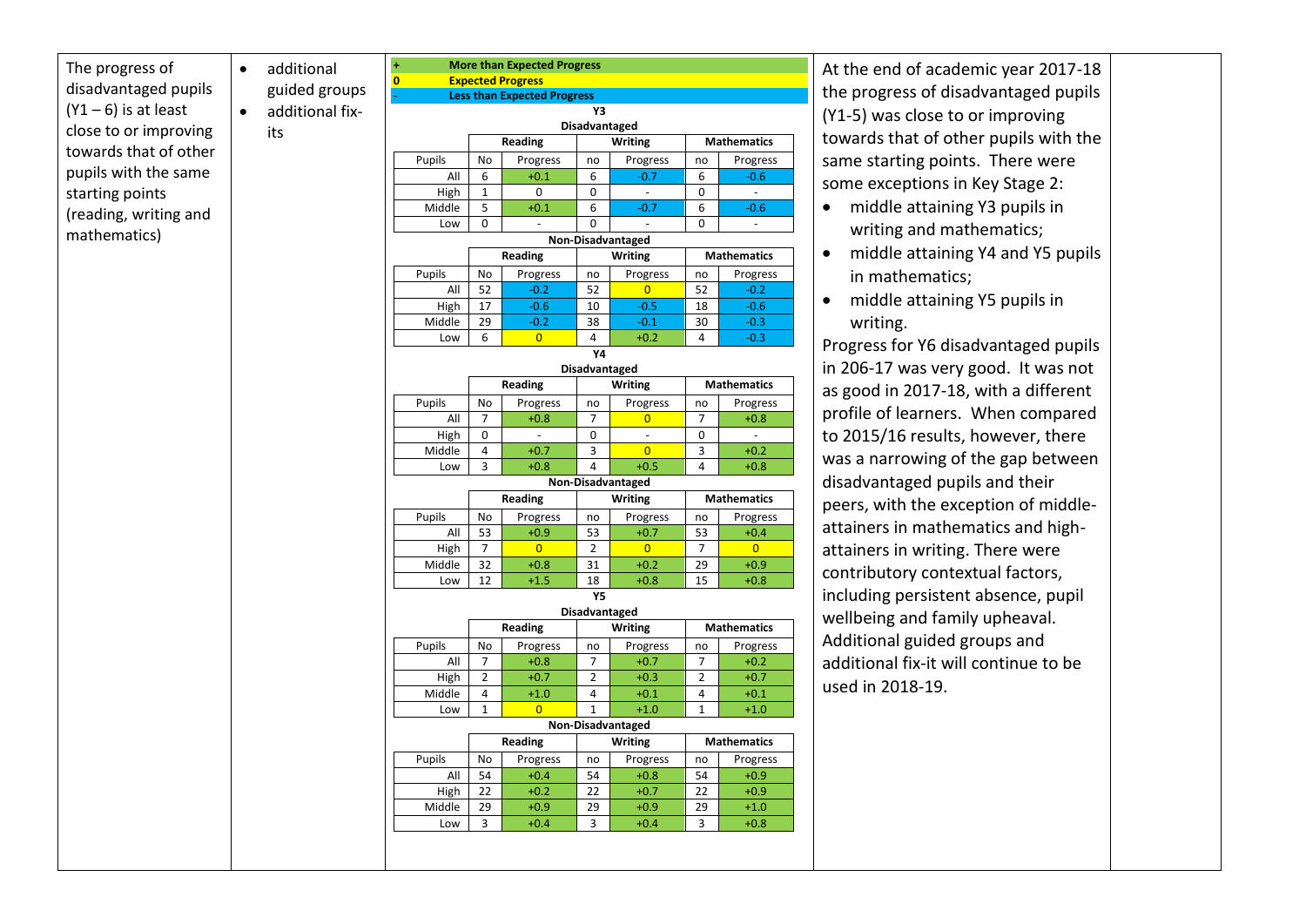| | | | | |
|---|---|---|---|---|
| The progress of disadvantaged pupils (Y1 – 6) is at least close to or improving towards that of other pupils with the same starting points (reading, writing and mathematics) | • additional guided groups<br>• additional fix-its | (see tables below) | At the end of academic year 2017-18 the progress of disadvantaged pupils (Y1-5) was close to or improving towards that of other pupils with the same starting points. There were some exceptions in Key Stage 2:<br>• middle attaining Y3 pupils in writing and mathematics;<br>• middle attaining Y4 and Y5 pupils in mathematics;<br>• middle attaining Y5 pupils in writing.<br>Progress for Y6 disadvantaged pupils in 206-17 was very good. It was not as good in 2017-18, with a different profile of learners. When compared to 2015/16 results, however, there was a narrowing of the gap between disadvantaged pupils and their peers, with the exception of middle-attainers in mathematics and high-attainers in writing. There were contributory contextual factors, including persistent absence, pupil wellbeing and family upheaval. Additional guided groups and additional fix-it will continue to be used in 2018-19. | |

| Key | |
|---|---|
| + | More than Expected Progress |
| 0 | Expected Progress |
| - | Less than Expected Progress |

**Y3**

**Disadvantaged**

| | Reading | | Writing | | Mathematics | |
|---|---|---|---|---|---|---|
| Pupils | No | Progress | no | Progress | no | Progress |
| All | 6 | +0.1 | 6 | -0.7 | 6 | -0.6 |
| High | 1 | 0 | 0 | - | 0 | - |
| Middle | 5 | +0.1 | 6 | -0.7 | 6 | -0.6 |
| Low | 0 | - | 0 | - | 0 | - |

**Non-Disadvantaged**

| | Reading | | Writing | | Mathematics | |
|---|---|---|---|---|---|---|
| Pupils | No | Progress | no | Progress | no | Progress |
| All | 52 | -0.2 | 52 | 0 | 52 | -0.2 |
| High | 17 | -0.6 | 10 | -0.5 | 18 | -0.6 |
| Middle | 29 | -0.2 | 38 | -0.1 | 30 | -0.3 |
| Low | 6 | 0 | 4 | +0.2 | 4 | -0.3 |

**Y4**

**Disadvantaged**

| | Reading | | Writing | | Mathematics | |
|---|---|---|---|---|---|---|
| Pupils | No | Progress | no | Progress | no | Progress |
| All | 7 | +0.8 | 7 | 0 | 7 | +0.8 |
| High | 0 | - | 0 | - | 0 | - |
| Middle | 4 | +0.7 | 3 | 0 | 3 | +0.2 |
| Low | 3 | +0.8 | 4 | +0.5 | 4 | +0.8 |

**Non-Disadvantaged**

| | Reading | | Writing | | Mathematics | |
|---|---|---|---|---|---|---|
| Pupils | No | Progress | no | Progress | no | Progress |
| All | 53 | +0.9 | 53 | +0.7 | 53 | +0.4 |
| High | 7 | 0 | 2 | 0 | 7 | 0 |
| Middle | 32 | +0.8 | 31 | +0.2 | 29 | +0.9 |
| Low | 12 | +1.5 | 18 | +0.8 | 15 | +0.8 |

**Y5**

**Disadvantaged**

| | Reading | | Writing | | Mathematics | |
|---|---|---|---|---|---|---|
| Pupils | No | Progress | no | Progress | no | Progress |
| All | 7 | +0.8 | 7 | +0.7 | 7 | +0.2 |
| High | 2 | +0.7 | 2 | +0.3 | 2 | +0.7 |
| Middle | 4 | +1.0 | 4 | +0.1 | 4 | +0.1 |
| Low | 1 | 0 | 1 | +1.0 | 1 | +1.0 |

**Non-Disadvantaged**

| | Reading | | Writing | | Mathematics | |
|---|---|---|---|---|---|---|
| Pupils | No | Progress | no | Progress | no | Progress |
| All | 54 | +0.4 | 54 | +0.8 | 54 | +0.9 |
| High | 22 | +0.2 | 22 | +0.7 | 22 | +0.9 |
| Middle | 29 | +0.9 | 29 | +0.9 | 29 | +1.0 |
| Low | 3 | +0.4 | 3 | +0.4 | 3 | +0.8 |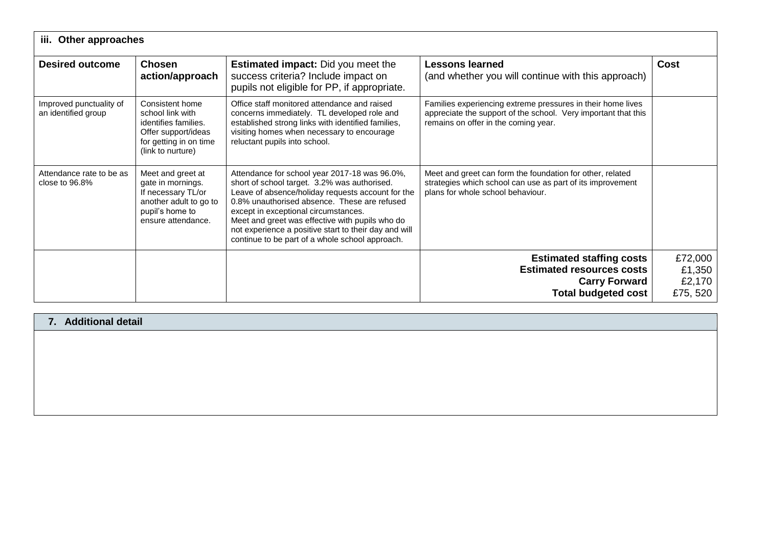### iii. Other approaches

| Desired outcome | Chosen action/approach | Estimated impact: Did you meet the success criteria? Include impact on pupils not eligible for PP, if appropriate. | Lessons learned (and whether you will continue with this approach) | Cost |
|---|---|---|---|---|
| Improved punctuality of an identified group | Consistent home school link with identifies families. Offer support/ideas for getting in on time (link to nurture) | Office staff monitored attendance and raised concerns immediately. TL developed role and established strong links with identified families, visiting homes when necessary to encourage reluctant pupils into school. | Families experiencing extreme pressures in their home lives appreciate the support of the school. Very important that this remains on offer in the coming year. | |
| Attendance rate to be as close to 96.8% | Meet and greet at gate in mornings. If necessary TL/or another adult to go to pupil's home to ensure attendance. | Attendance for school year 2017-18 was 96.0%, short of school target. 3.2% was authorised. Leave of absence/holiday requests account for the 0.8% unauthorised absence. These are refused except in exceptional circumstances. Meet and greet was effective with pupils who do not experience a positive start to their day and will continue to be part of a whole school approach. | Meet and greet can form the foundation for other, related strategies which school can use as part of its improvement plans for whole school behaviour. | |
| | | | **Estimated staffing costs** | £72,000 |
| | | | **Estimated resources costs** | £1,350 |
| | | | **Carry Forward** | £2,170 |
| | | | **Total budgeted cost** | £75, 520 |

## 7. Additional detail